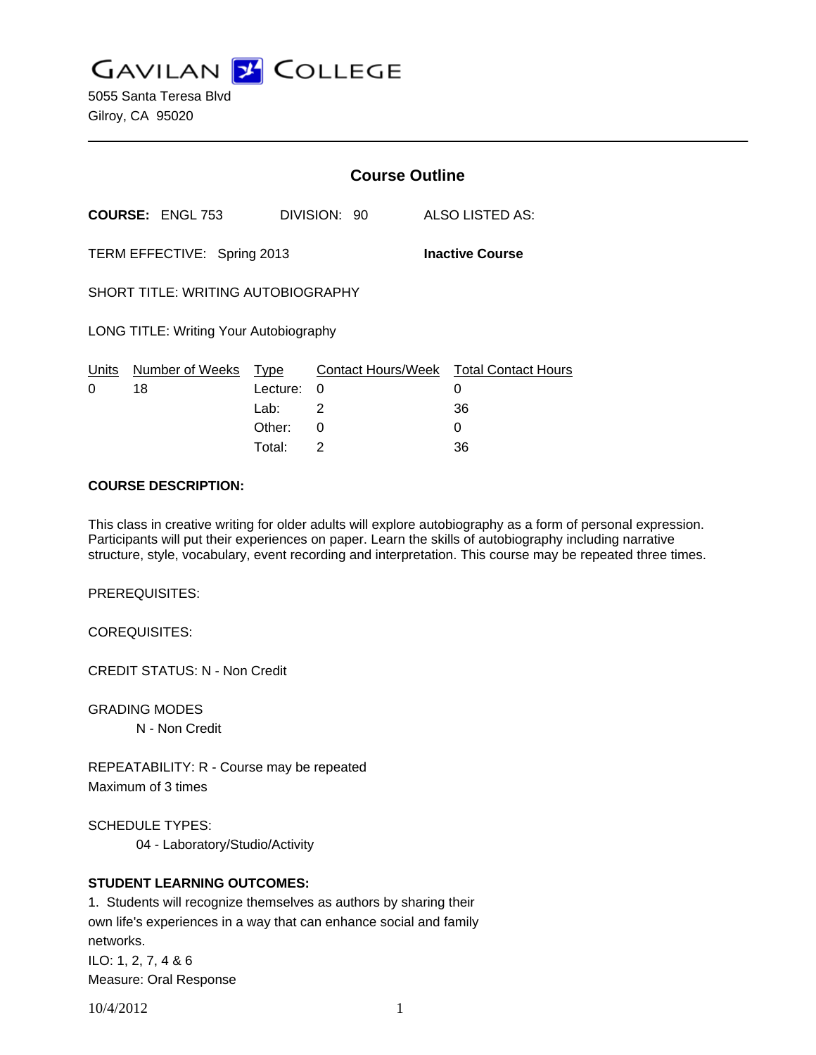# GAVILAN COLLEGE

5055 Santa Teresa Blvd
Gilroy, CA 95020

---

## Course Outline

**COURSE:** ENGL 753 DIVISION: 90 ALSO LISTED AS:

TERM EFFECTIVE: Spring 2013 **Inactive Course**

SHORT TITLE: WRITING AUTOBIOGRAPHY

LONG TITLE: Writing Your Autobiography

| Units | Number of Weeks | Type | Contact Hours/Week | Total Contact Hours |
|---|---|---|---|---|
| 0 | 18 | Lecture: | 0 | 0 |
| | | Lab: | 2 | 36 |
| | | Other: | 0 | 0 |
| | | Total: | 2 | 36 |

**COURSE DESCRIPTION:**

This class in creative writing for older adults will explore autobiography as a form of personal expression. Participants will put their experiences on paper. Learn the skills of autobiography including narrative structure, style, vocabulary, event recording and interpretation. This course may be repeated three times.

PREREQUISITES:

COREQUISITES:

CREDIT STATUS: N - Non Credit

GRADING MODES
N - Non Credit

REPEATABILITY: R - Course may be repeated
Maximum of 3 times

SCHEDULE TYPES:
04 - Laboratory/Studio/Activity

**STUDENT LEARNING OUTCOMES:**

1. Students will recognize themselves as authors by sharing their own life's experiences in a way that can enhance social and family networks.
ILO: 1, 2, 7, 4 & 6
Measure: Oral Response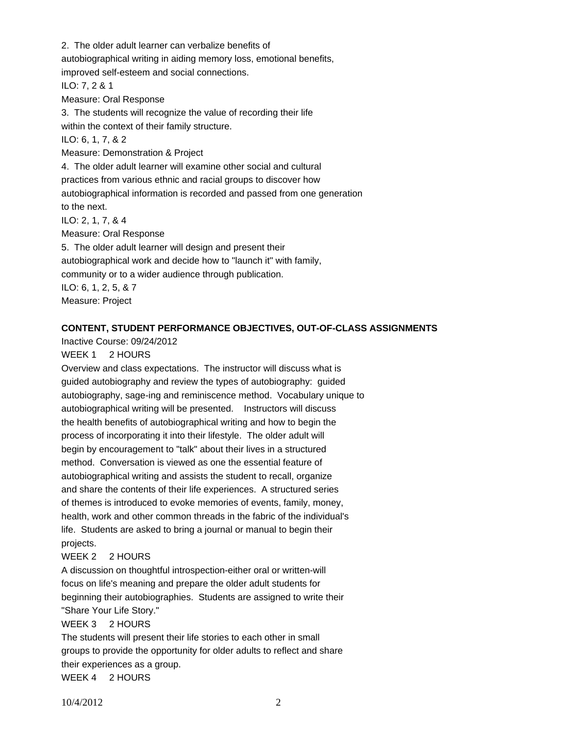2. The older adult learner can verbalize benefits of autobiographical writing in aiding memory loss, emotional benefits, improved self-esteem and social connections.
ILO: 7, 2 & 1
Measure: Oral Response

3. The students will recognize the value of recording their life within the context of their family structure.
ILO: 6, 1, 7, & 2
Measure: Demonstration & Project

4. The older adult learner will examine other social and cultural practices from various ethnic and racial groups to discover how autobiographical information is recorded and passed from one generation to the next.
ILO: 2, 1, 7, & 4
Measure: Oral Response

5. The older adult learner will design and present their autobiographical work and decide how to "launch it" with family, community or to a wider audience through publication.
ILO: 6, 1, 2, 5, & 7
Measure: Project

**CONTENT, STUDENT PERFORMANCE OBJECTIVES, OUT-OF-CLASS ASSIGNMENTS**

Inactive Course: 09/24/2012

WEEK 1 2 HOURS

Overview and class expectations. The instructor will discuss what is guided autobiography and review the types of autobiography: guided autobiography, sage-ing and reminiscence method. Vocabulary unique to autobiographical writing will be presented. Instructors will discuss the health benefits of autobiographical writing and how to begin the process of incorporating it into their lifestyle. The older adult will begin by encouragement to "talk" about their lives in a structured method. Conversation is viewed as one the essential feature of autobiographical writing and assists the student to recall, organize and share the contents of their life experiences. A structured series of themes is introduced to evoke memories of events, family, money, health, work and other common threads in the fabric of the individual's life. Students are asked to bring a journal or manual to begin their projects.

WEEK 2 2 HOURS

A discussion on thoughtful introspection-either oral or written-will focus on life's meaning and prepare the older adult students for beginning their autobiographies. Students are assigned to write their "Share Your Life Story."

WEEK 3 2 HOURS

The students will present their life stories to each other in small groups to provide the opportunity for older adults to reflect and share their experiences as a group.

WEEK 4 2 HOURS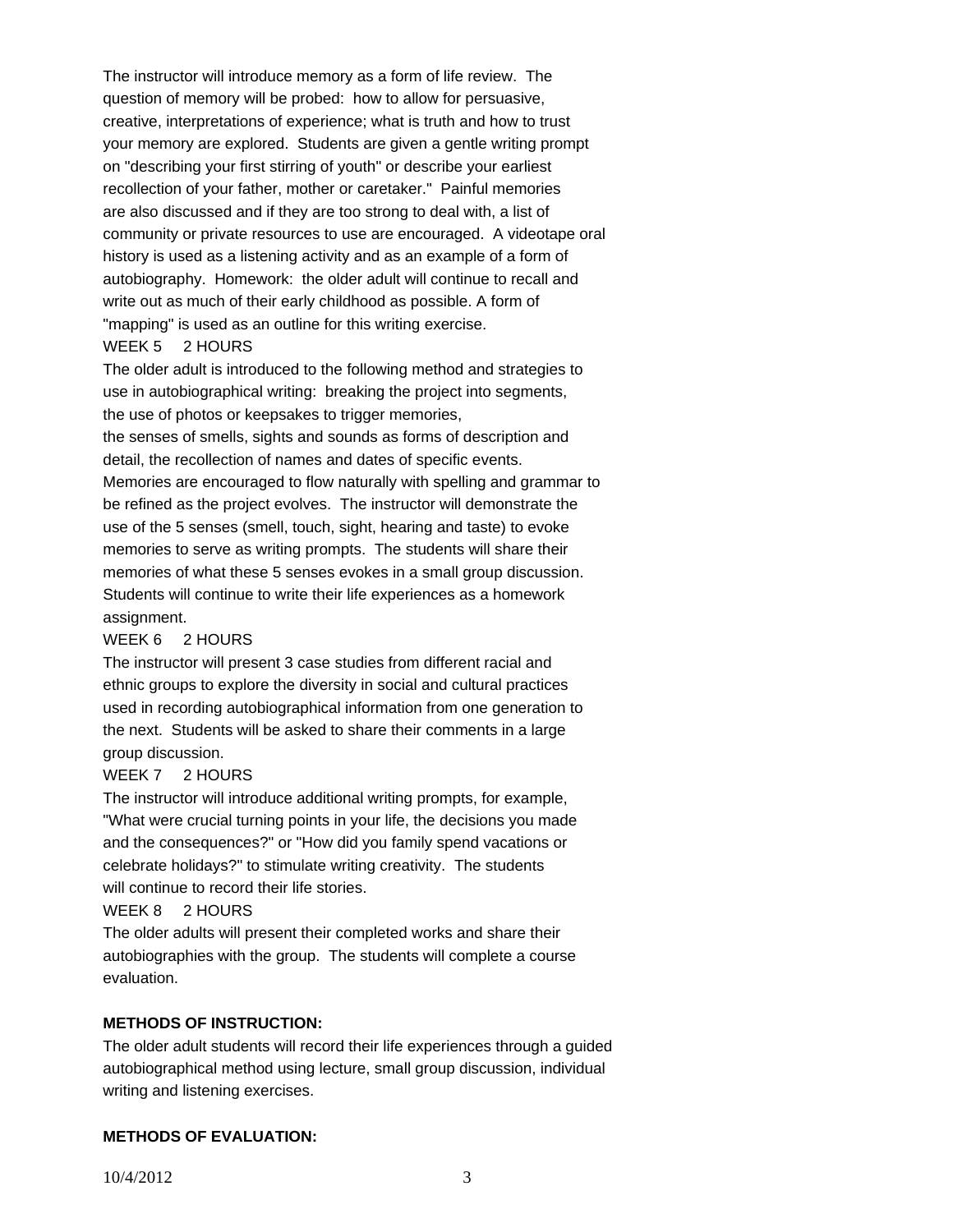The instructor will introduce memory as a form of life review. The question of memory will be probed: how to allow for persuasive, creative, interpretations of experience; what is truth and how to trust your memory are explored. Students are given a gentle writing prompt on "describing your first stirring of youth" or describe your earliest recollection of your father, mother or caretaker." Painful memories are also discussed and if they are too strong to deal with, a list of community or private resources to use are encouraged. A videotape oral history is used as a listening activity and as an example of a form of autobiography. Homework: the older adult will continue to recall and write out as much of their early childhood as possible. A form of "mapping" is used as an outline for this writing exercise.

WEEK 5 2 HOURS

The older adult is introduced to the following method and strategies to use in autobiographical writing: breaking the project into segments, the use of photos or keepsakes to trigger memories, the senses of smells, sights and sounds as forms of description and detail, the recollection of names and dates of specific events. Memories are encouraged to flow naturally with spelling and grammar to be refined as the project evolves. The instructor will demonstrate the use of the 5 senses (smell, touch, sight, hearing and taste) to evoke memories to serve as writing prompts. The students will share their memories of what these 5 senses evokes in a small group discussion. Students will continue to write their life experiences as a homework assignment.

WEEK 6 2 HOURS

The instructor will present 3 case studies from different racial and ethnic groups to explore the diversity in social and cultural practices used in recording autobiographical information from one generation to the next. Students will be asked to share their comments in a large group discussion.

WEEK 7 2 HOURS

The instructor will introduce additional writing prompts, for example, "What were crucial turning points in your life, the decisions you made and the consequences?" or "How did you family spend vacations or celebrate holidays?" to stimulate writing creativity. The students will continue to record their life stories.

WEEK 8 2 HOURS

The older adults will present their completed works and share their autobiographies with the group. The students will complete a course evaluation.

**METHODS OF INSTRUCTION:**

The older adult students will record their life experiences through a guided autobiographical method using lecture, small group discussion, individual writing and listening exercises.

**METHODS OF EVALUATION:**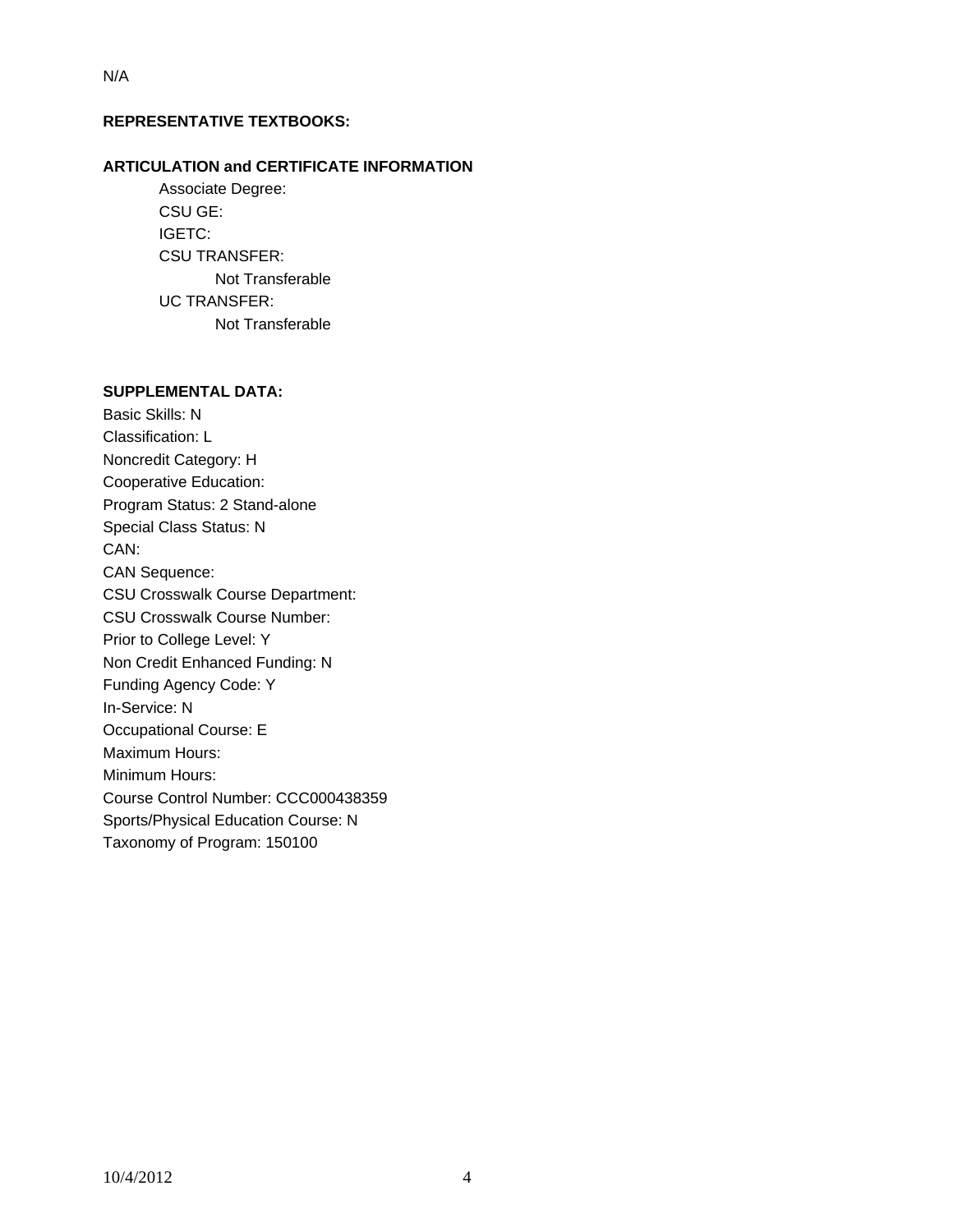N/A

**REPRESENTATIVE TEXTBOOKS:**

**ARTICULATION and CERTIFICATE INFORMATION**

Associate Degree:
CSU GE:
IGETC:
CSU TRANSFER:
Not Transferable
UC TRANSFER:
Not Transferable

**SUPPLEMENTAL DATA:**

Basic Skills: N
Classification: L
Noncredit Category: H
Cooperative Education:
Program Status: 2 Stand-alone
Special Class Status: N
CAN:
CAN Sequence:
CSU Crosswalk Course Department:
CSU Crosswalk Course Number:
Prior to College Level: Y
Non Credit Enhanced Funding: N
Funding Agency Code: Y
In-Service: N
Occupational Course: E
Maximum Hours:
Minimum Hours:
Course Control Number: CCC000438359
Sports/Physical Education Course: N
Taxonomy of Program: 150100